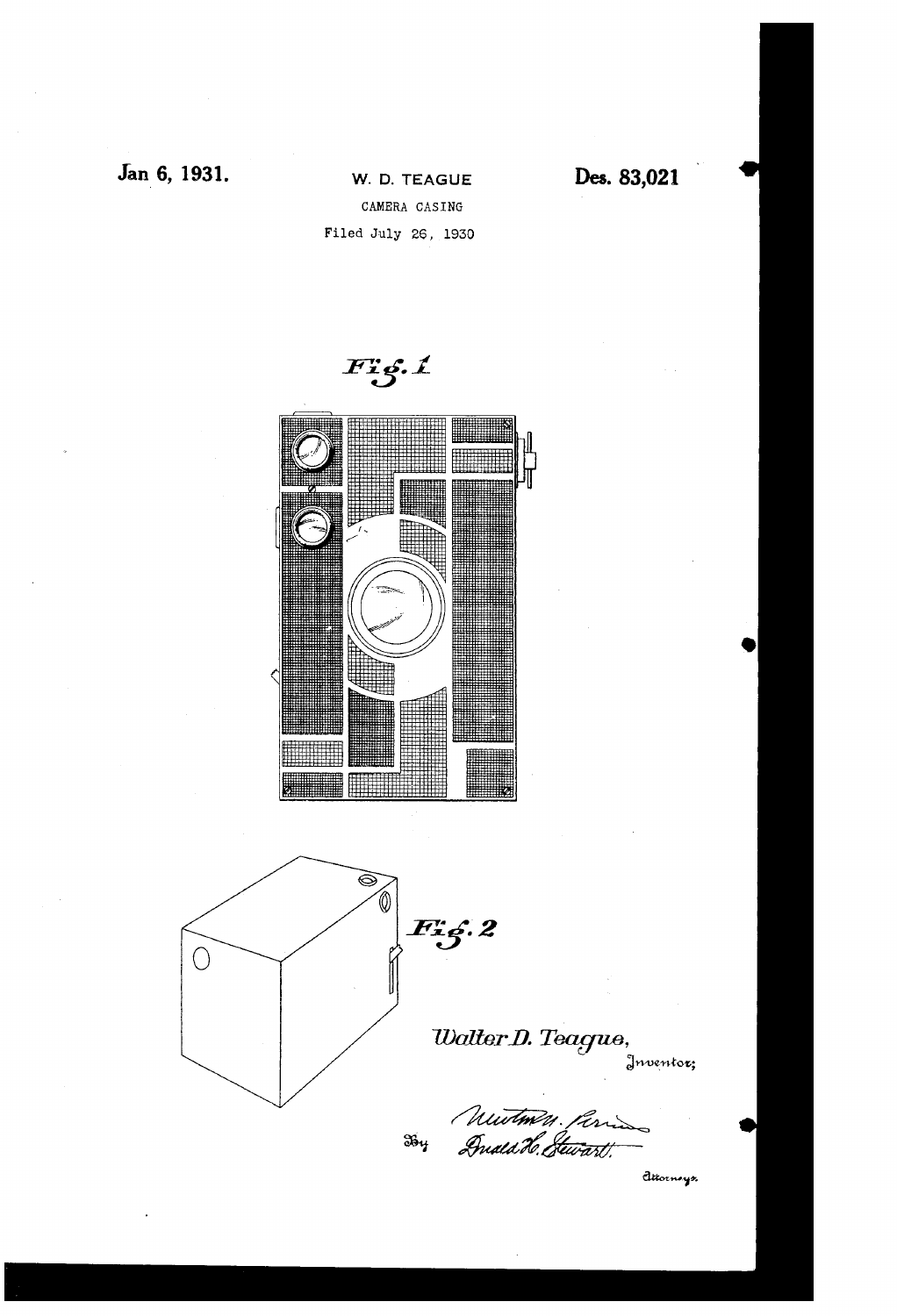Jan 6, 1931. W. D. TEAGUE Des. 83,021

CAMERA CASING

Filed July 26, 1930

Fig. 1

Fig. 2

Walter D. Teague,
Inventor;

By Newton M. Perrins
Donald H. Stewart
Attorneys.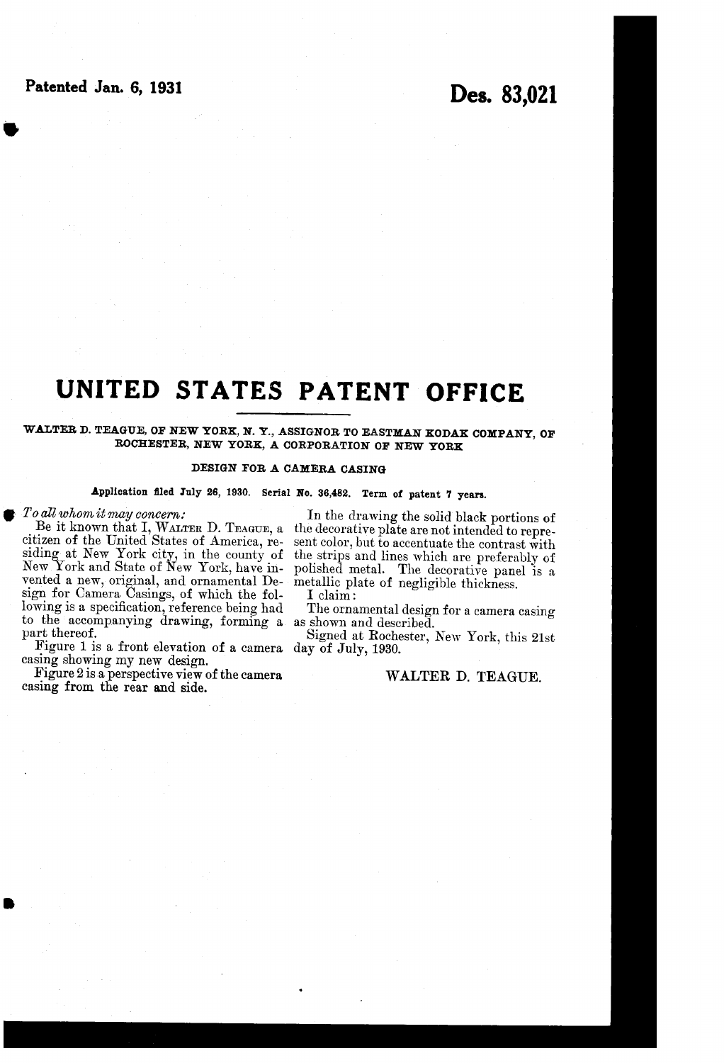Patented Jan. 6, 1931

**Des. 83,021**

# UNITED STATES PATENT OFFICE

WALTER D. TEAGUE, OF NEW YORK, N. Y., ASSIGNOR TO EASTMAN KODAK COMPANY, OF ROCHESTER, NEW YORK, A CORPORATION OF NEW YORK

DESIGN FOR A CAMERA CASING

Application filed July 26, 1930. Serial No. 36,482. Term of patent 7 years.

*To all whom it may concern:*

Be it known that I, WALTER D. TEAGUE, a citizen of the United States of America, residing at New York city, in the county of New York and State of New York, have invented a new, original, and ornamental Design for Camera Casings, of which the following is a specification, reference being had to the accompanying drawing, forming a part thereof.

Figure 1 is a front elevation of a camera casing showing my new design.

Figure 2 is a perspective view of the camera casing from the rear and side.

In the drawing the solid black portions of the decorative plate are not intended to represent color, but to accentuate the contrast with the strips and lines which are preferably of polished metal. The decorative panel is a metallic plate of negligible thickness.

I claim:

The ornamental design for a camera casing as shown and described.

Signed at Rochester, New York, this 21st day of July, 1930.

WALTER D. TEAGUE.